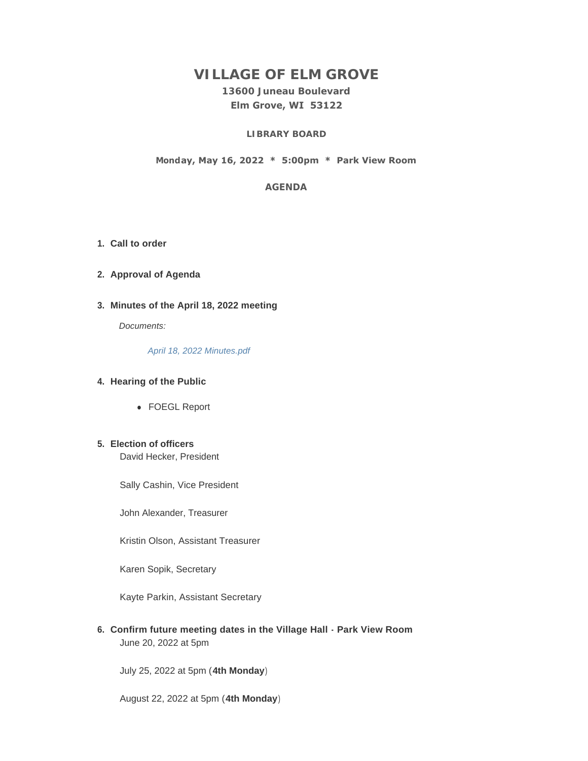# VILLAGE OF ELM GROVE

**13600 Juneau Boulevard**
**Elm Grove, WI 53122**

**LIBRARY BOARD**

**Monday, May 16, 2022 * 5:00pm * Park View Room**

**AGENDA**

1. **Call to order**

2. **Approval of Agenda**

3. **Minutes of the April 18, 2022 meeting**

   *Documents:*

   *April 18, 2022 Minutes.pdf*

4. **Hearing of the Public**

   - FOEGL Report

5. **Election of officers**

   David Hecker, President

   Sally Cashin, Vice President

   John Alexander, Treasurer

   Kristin Olson, Assistant Treasurer

   Karen Sopik, Secretary

   Kayte Parkin, Assistant Secretary

6. **Confirm future meeting dates in the Village Hall - Park View Room**

   June 20, 2022 at 5pm

   July 25, 2022 at 5pm (**4th Monday**)

   August 22, 2022 at 5pm (**4th Monday**)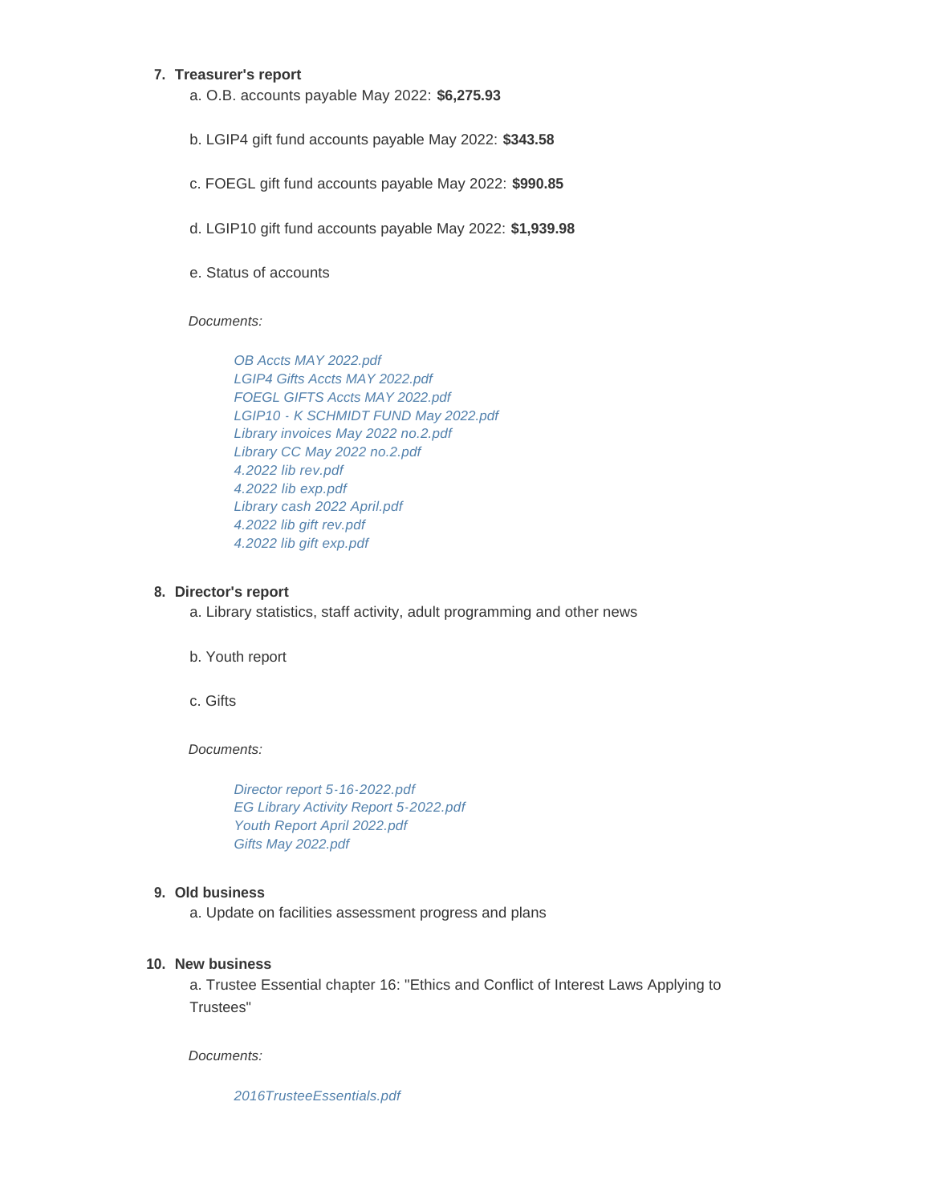7. **Treasurer's report**
    a. O.B. accounts payable May 2022: **$6,275.93**

    b. LGIP4 gift fund accounts payable May 2022: **$343.58**

    c. FOEGL gift fund accounts payable May 2022: **$990.85**

    d. LGIP10 gift fund accounts payable May 2022: **$1,939.98**

    e. Status of accounts

    *Documents:*

    - *OB Accts MAY 2022.pdf*
    - *LGIP4 Gifts Accts MAY 2022.pdf*
    - *FOEGL GIFTS Accts MAY 2022.pdf*
    - *LGIP10 - K SCHMIDT FUND May 2022.pdf*
    - *Library invoices May 2022 no.2.pdf*
    - *Library CC May 2022 no.2.pdf*
    - *4.2022 lib rev.pdf*
    - *4.2022 lib exp.pdf*
    - *Library cash 2022 April.pdf*
    - *4.2022 lib gift rev.pdf*
    - *4.2022 lib gift exp.pdf*

8. **Director's report**
    a. Library statistics, staff activity, adult programming and other news

    b. Youth report

    c. Gifts

    *Documents:*

    - *Director report 5-16-2022.pdf*
    - *EG Library Activity Report 5-2022.pdf*
    - *Youth Report April 2022.pdf*
    - *Gifts May 2022.pdf*

9. **Old business**
    a. Update on facilities assessment progress and plans

10. **New business**
    a. Trustee Essential chapter 16: "Ethics and Conflict of Interest Laws Applying to Trustees"

    *Documents:*

    - *2016TrusteeEssentials.pdf*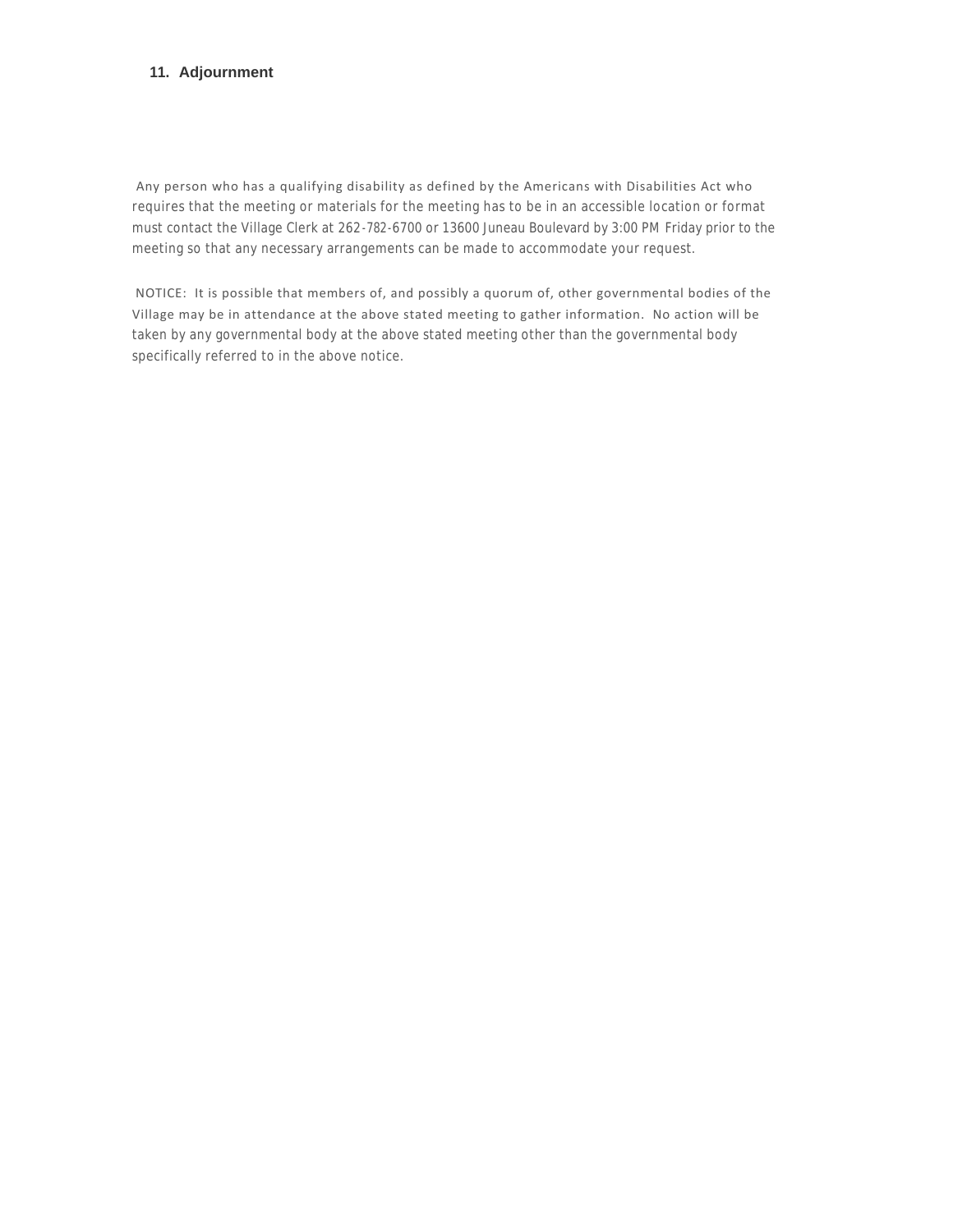**11. Adjournment**

Any person who has a qualifying disability as defined by the Americans with Disabilities Act who requires that the meeting or materials for the meeting has to be in an accessible location or format must contact the Village Clerk at 262-782-6700 or 13600 Juneau Boulevard by 3:00 PM Friday prior to the meeting so that any necessary arrangements can be made to accommodate your request.

NOTICE: It is possible that members of, and possibly a quorum of, other governmental bodies of the Village may be in attendance at the above stated meeting to gather information. No action will be taken by any governmental body at the above stated meeting other than the governmental body specifically referred to in the above notice.